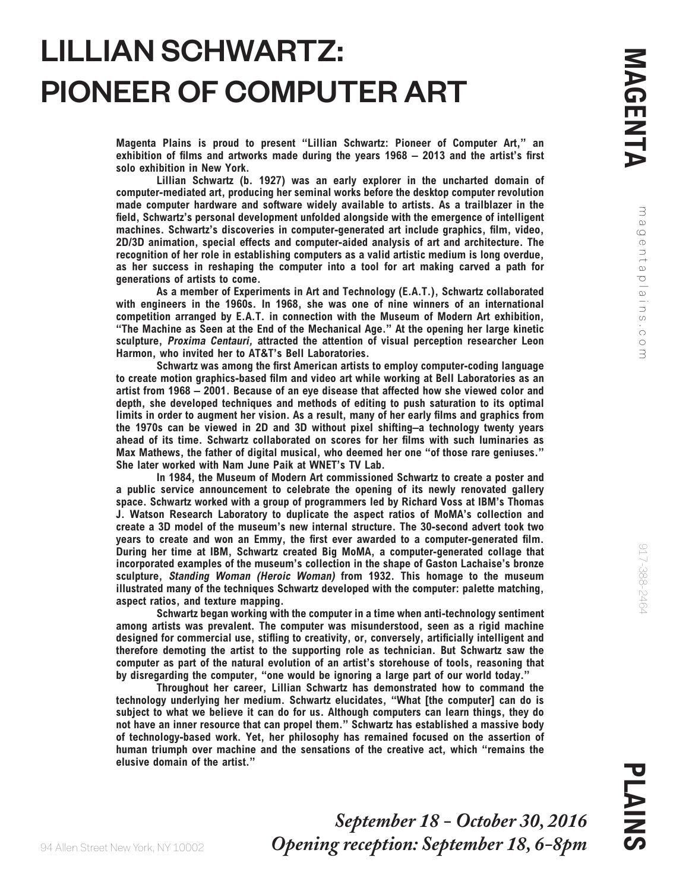# LILLIAN SCHWARTZ: PIONEER OF COMPUTER ART

**Magenta Plains is proud to present "Lillian Schwartz: Pioneer of Computer Art," an exhibition of films and artworks made during the years 1968 – 2013 and the artist's first solo exhibition in New York.**

**Lillian Schwartz (b. 1927) was an early explorer in the uncharted domain of computer-mediated art, producing her seminal works before the desktop computer revolution made computer hardware and software widely available to artists. As a trailblazer in the field, Schwartz's personal development unfolded alongside with the emergence of intelligent machines. Schwartz's discoveries in computer-generated art include graphics, film, video, 2D/3D animation, special effects and computer-aided analysis of art and architecture. The recognition of her role in establishing computers as a valid artistic medium is long overdue, as her success in reshaping the computer into a tool for art making carved a path for generations of artists to come.**

**As a member of Experiments in Art and Technology (E.A.T.), Schwartz collaborated with engineers in the 1960s. In 1968, she was one of nine winners of an international competition arranged by E.A.T. in connection with the Museum of Modern Art exhibition, "The Machine as Seen at the End of the Mechanical Age." At the opening her large kinetic sculpture, *Proxima Centauri,* attracted the attention of visual perception researcher Leon Harmon, who invited her to AT&T's Bell Laboratories.**

**Schwartz was among the first American artists to employ computer-coding language to create motion graphics-based film and video art while working at Bell Laboratories as an artist from 1968 – 2001. Because of an eye disease that affected how she viewed color and depth, she developed techniques and methods of editing to push saturation to its optimal limits in order to augment her vision. As a result, many of her early films and graphics from the 1970s can be viewed in 2D and 3D without pixel shifting–a technology twenty years ahead of its time. Schwartz collaborated on scores for her films with such luminaries as Max Mathews, the father of digital musical, who deemed her one "of those rare geniuses." She later worked with Nam June Paik at WNET's TV Lab.**

**In 1984, the Museum of Modern Art commissioned Schwartz to create a poster and a public service announcement to celebrate the opening of its newly renovated gallery space. Schwartz worked with a group of programmers led by Richard Voss at IBM's Thomas J. Watson Research Laboratory to duplicate the aspect ratios of MoMA's collection and create a 3D model of the museum's new internal structure. The 30-second advert took two years to create and won an Emmy, the first ever awarded to a computer-generated film. During her time at IBM, Schwartz created Big MoMA, a computer-generated collage that incorporated examples of the museum's collection in the shape of Gaston Lachaise's bronze sculpture, *Standing Woman (Heroic Woman)* from 1932. This homage to the museum illustrated many of the techniques Schwartz developed with the computer: palette matching, aspect ratios, and texture mapping.**

**Schwartz began working with the computer in a time when anti-technology sentiment among artists was prevalent. The computer was misunderstood, seen as a rigid machine designed for commercial use, stifling to creativity, or, conversely, artificially intelligent and therefore demoting the artist to the supporting role as technician. But Schwartz saw the computer as part of the natural evolution of an artist's storehouse of tools, reasoning that by disregarding the computer, "one would be ignoring a large part of our world today."**

**Throughout her career, Lillian Schwartz has demonstrated how to command the technology underlying her medium. Schwartz elucidates, "What [the computer] can do is subject to what we believe it can do for us. Although computers can learn things, they do not have an inner resource that can propel them." Schwartz has established a massive body of technology-based work. Yet, her philosophy has remained focused on the assertion of human triumph over machine and the sensations of the creative act, which "remains the elusive domain of the artist."**

*September 18 - October 30, 2016*
*Opening reception: September 18, 6-8pm*

94 Allen Street New York, NY 10002

MAGENTA PLAINS

magentaplains.com

917-388-2464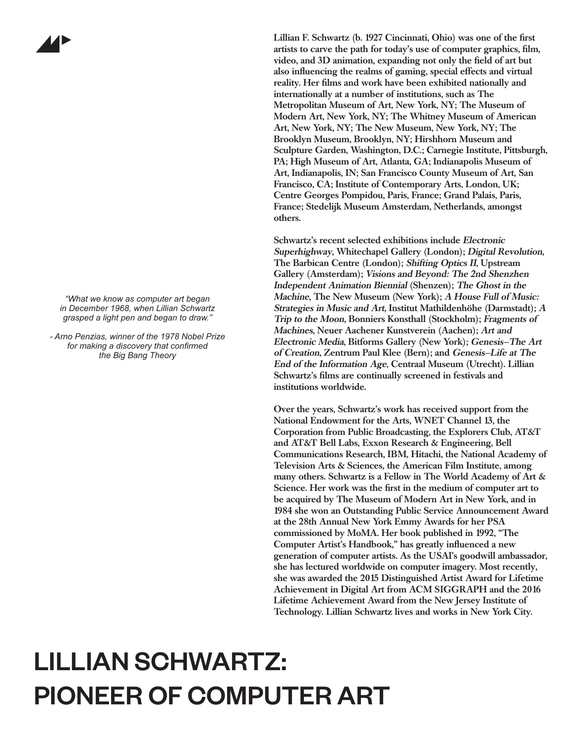# LILLIAN SCHWARTZ: PIONEER OF COMPUTER ART

*"What we know as computer art began in December 1968, when Lillian Schwartz grasped a light pen and began to draw."*

*- Arno Penzias, winner of the 1978 Nobel Prize for making a discovery that confirmed the Big Bang Theory*

**Lillian F. Schwartz (b. 1927 Cincinnati, Ohio) was one of the first artists to carve the path for today's use of computer graphics, film, video, and 3D animation, expanding not only the field of art but also influencing the realms of gaming, special effects and virtual reality. Her films and work have been exhibited nationally and internationally at a number of institutions, such as The Metropolitan Museum of Art, New York, NY; The Museum of Modern Art, New York, NY; The Whitney Museum of American Art, New York, NY; The New Museum, New York, NY; The Brooklyn Museum, Brooklyn, NY; Hirshhorn Museum and Sculpture Garden, Washington, D.C.; Carnegie Institute, Pittsburgh, PA; High Museum of Art, Atlanta, GA; Indianapolis Museum of Art, Indianapolis, IN; San Francisco County Museum of Art, San Francisco, CA; Institute of Contemporary Arts, London, UK; Centre Georges Pompidou, Paris, France; Grand Palais, Paris, France; Stedelijk Museum Amsterdam, Netherlands, amongst others.**

**Schwartz's recent selected exhibitions include *Electronic Superhighway*, Whitechapel Gallery (London); *Digital Revolution*, The Barbican Centre (London); *Shifting Optics II*, Upstream Gallery (Amsterdam); *Visions and Beyond: The 2nd Shenzhen Independent Animation Biennial* (Shenzen); *The Ghost in the Machine*, The New Museum (New York); *A House Full of Music: Strategies in Music and Art,* Institut Mathildenhöhe (Darmstadt); *A Trip to the Moon,* Bonniers Konsthall (Stockholm); *Fragments of Machines*, Neuer Aachener Kunstverein (Aachen); *Art and Electronic Media*, Bitforms Gallery (New York); *Genesis–The Art of Creation*, Zentrum Paul Klee (Bern); and *Genesis–Life at The End of the Information Age*, Centraal Museum (Utrecht). Lillian Schwartz's films are continually screened in festivals and institutions worldwide.**

**Over the years, Schwartz's work has received support from the National Endowment for the Arts, WNET Channel 13, the Corporation from Public Broadcasting, the Explorers Club, AT&T and AT&T Bell Labs, Exxon Research & Engineering, Bell Communications Research, IBM, Hitachi, the National Academy of Television Arts & Sciences, the American Film Institute, among many others. Schwartz is a Fellow in The World Academy of Art & Science. Her work was the first in the medium of computer art to be acquired by The Museum of Modern Art in New York, and in 1984 she won an Outstanding Public Service Announcement Award at the 28th Annual New York Emmy Awards for her PSA commissioned by MoMA. Her book published in 1992, "The Computer Artist's Handbook," has greatly influenced a new generation of computer artists. As the USAI's goodwill ambassador, she has lectured worldwide on computer imagery. Most recently, she was awarded the 2015 Distinguished Artist Award for Lifetime Achievement in Digital Art from ACM SIGGRAPH and the 2016 Lifetime Achievement Award from the New Jersey Institute of Technology. Lillian Schwartz lives and works in New York City.**